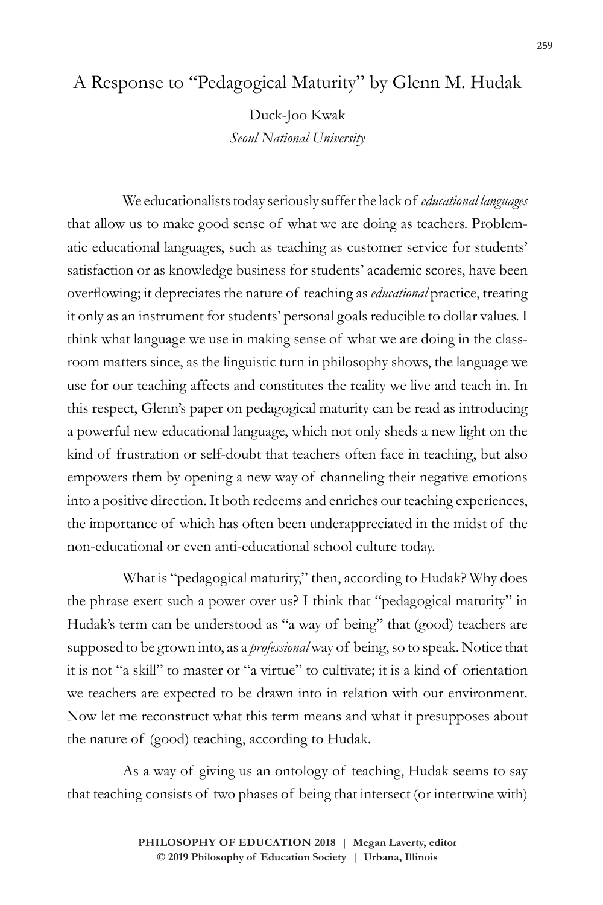# A Response to "Pedagogical Maturity" by Glenn M. Hudak

Duck-Joo Kwak
*Seoul National University*

We educationalists today seriously suffer the lack of *educational languages* that allow us to make good sense of what we are doing as teachers. Problematic educational languages, such as teaching as customer service for students' satisfaction or as knowledge business for students' academic scores, have been overflowing; it depreciates the nature of teaching as *educational* practice, treating it only as an instrument for students' personal goals reducible to dollar values. I think what language we use in making sense of what we are doing in the classroom matters since, as the linguistic turn in philosophy shows, the language we use for our teaching affects and constitutes the reality we live and teach in. In this respect, Glenn's paper on pedagogical maturity can be read as introducing a powerful new educational language, which not only sheds a new light on the kind of frustration or self-doubt that teachers often face in teaching, but also empowers them by opening a new way of channeling their negative emotions into a positive direction. It both redeems and enriches our teaching experiences, the importance of which has often been underappreciated in the midst of the non-educational or even anti-educational school culture today.

What is "pedagogical maturity," then, according to Hudak? Why does the phrase exert such a power over us? I think that "pedagogical maturity" in Hudak's term can be understood as "a way of being" that (good) teachers are supposed to be grown into, as a *professional* way of being, so to speak. Notice that it is not "a skill" to master or "a virtue" to cultivate; it is a kind of orientation we teachers are expected to be drawn into in relation with our environment. Now let me reconstruct what this term means and what it presupposes about the nature of (good) teaching, according to Hudak.

As a way of giving us an ontology of teaching, Hudak seems to say that teaching consists of two phases of being that intersect (or intertwine with)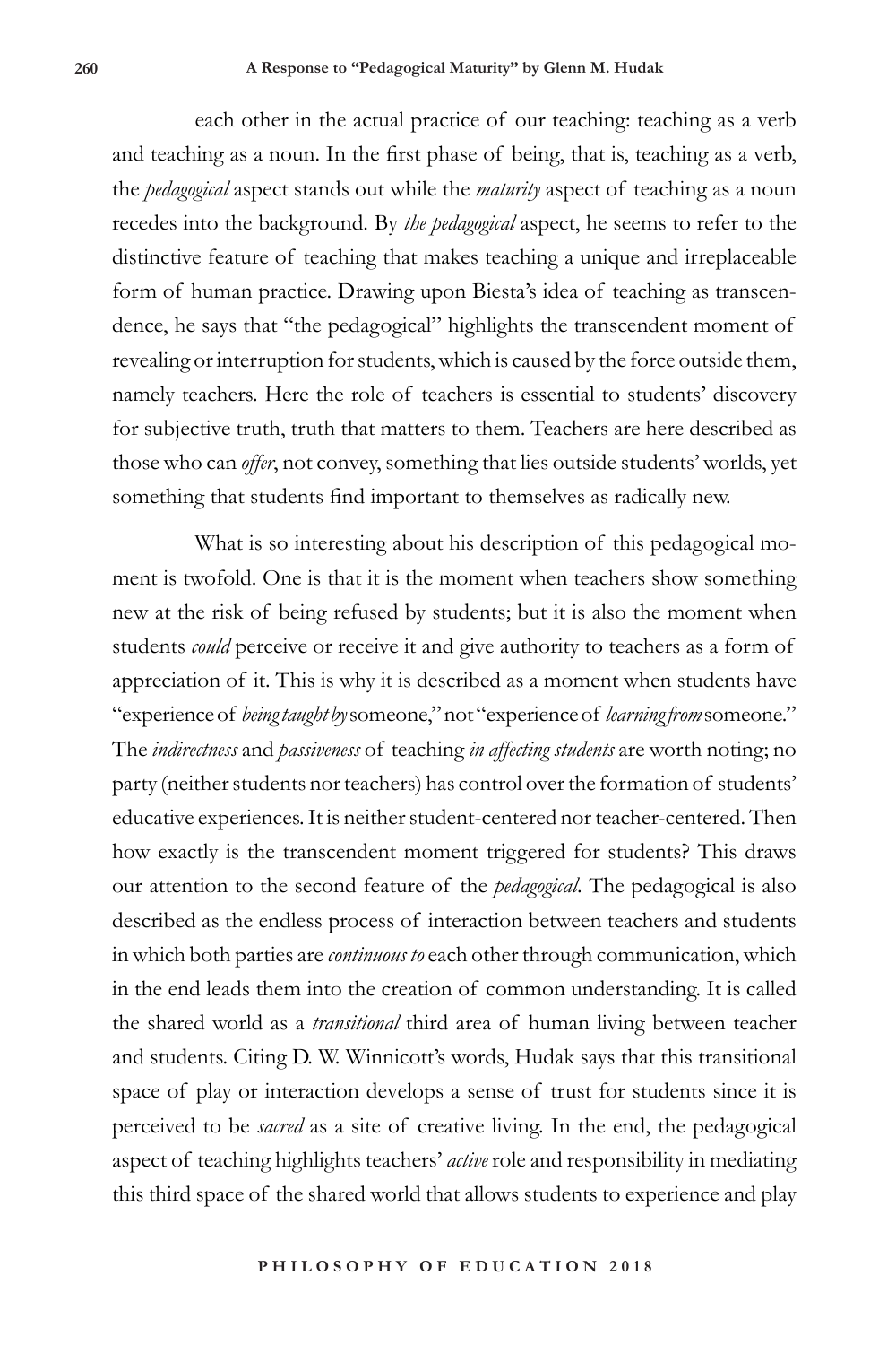each other in the actual practice of our teaching: teaching as a verb and teaching as a noun. In the first phase of being, that is, teaching as a verb, the *pedagogical* aspect stands out while the *maturity* aspect of teaching as a noun recedes into the background. By *the pedagogical* aspect, he seems to refer to the distinctive feature of teaching that makes teaching a unique and irreplaceable form of human practice. Drawing upon Biesta's idea of teaching as transcendence, he says that "the pedagogical" highlights the transcendent moment of revealing or interruption for students, which is caused by the force outside them, namely teachers. Here the role of teachers is essential to students' discovery for subjective truth, truth that matters to them. Teachers are here described as those who can *offer*, not convey, something that lies outside students' worlds, yet something that students find important to themselves as radically new.

What is so interesting about his description of this pedagogical moment is twofold. One is that it is the moment when teachers show something new at the risk of being refused by students; but it is also the moment when students *could* perceive or receive it and give authority to teachers as a form of appreciation of it. This is why it is described as a moment when students have "experience of *being taught by* someone," not "experience of *learning from* someone." The *indirectness* and *passiveness* of teaching *in affecting students* are worth noting; no party (neither students nor teachers) has control over the formation of students' educative experiences. It is neither student-centered nor teacher-centered. Then how exactly is the transcendent moment triggered for students? This draws our attention to the second feature of the *pedagogical*. The pedagogical is also described as the endless process of interaction between teachers and students in which both parties are *continuous to* each other through communication, which in the end leads them into the creation of common understanding. It is called the shared world as a *transitional* third area of human living between teacher and students. Citing D. W. Winnicott's words, Hudak says that this transitional space of play or interaction develops a sense of trust for students since it is perceived to be *sacred* as a site of creative living. In the end, the pedagogical aspect of teaching highlights teachers' *active* role and responsibility in mediating this third space of the shared world that allows students to experience and play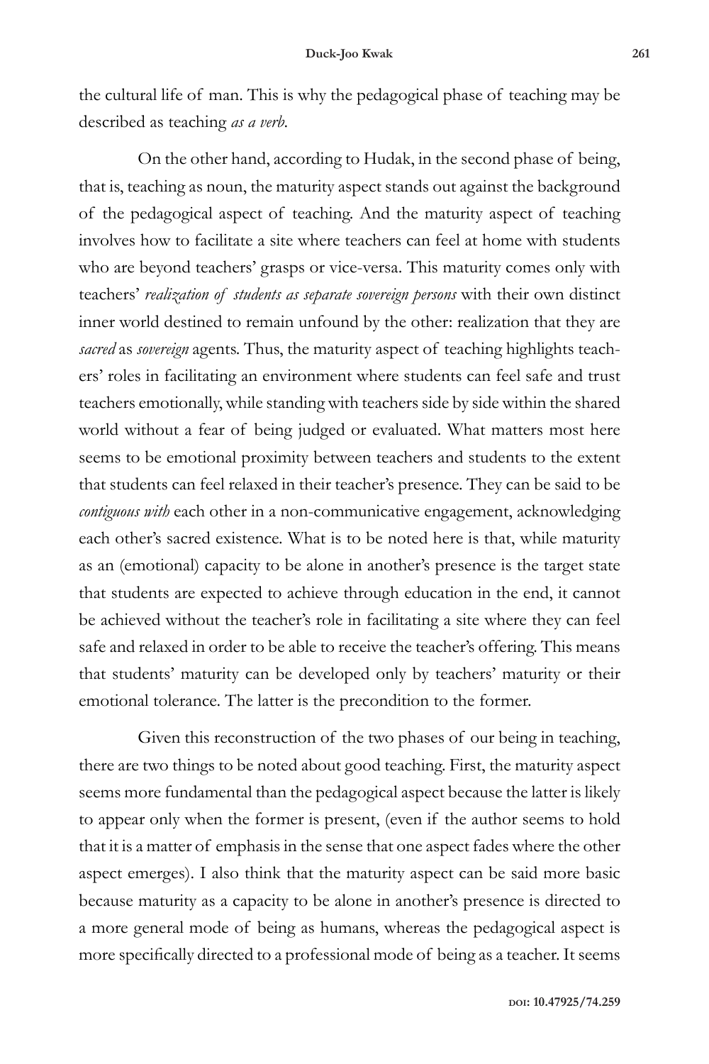the cultural life of man. This is why the pedagogical phase of teaching may be described as teaching *as a verb*.

On the other hand, according to Hudak, in the second phase of being, that is, teaching as noun, the maturity aspect stands out against the background of the pedagogical aspect of teaching. And the maturity aspect of teaching involves how to facilitate a site where teachers can feel at home with students who are beyond teachers' grasps or vice-versa. This maturity comes only with teachers' *realization of students as separate sovereign persons* with their own distinct inner world destined to remain unfound by the other: realization that they are *sacred* as *sovereign* agents. Thus, the maturity aspect of teaching highlights teachers' roles in facilitating an environment where students can feel safe and trust teachers emotionally, while standing with teachers side by side within the shared world without a fear of being judged or evaluated. What matters most here seems to be emotional proximity between teachers and students to the extent that students can feel relaxed in their teacher's presence. They can be said to be *contiguous with* each other in a non-communicative engagement, acknowledging each other's sacred existence. What is to be noted here is that, while maturity as an (emotional) capacity to be alone in another's presence is the target state that students are expected to achieve through education in the end, it cannot be achieved without the teacher's role in facilitating a site where they can feel safe and relaxed in order to be able to receive the teacher's offering. This means that students' maturity can be developed only by teachers' maturity or their emotional tolerance. The latter is the precondition to the former.

Given this reconstruction of the two phases of our being in teaching, there are two things to be noted about good teaching. First, the maturity aspect seems more fundamental than the pedagogical aspect because the latter is likely to appear only when the former is present, (even if the author seems to hold that it is a matter of emphasis in the sense that one aspect fades where the other aspect emerges). I also think that the maturity aspect can be said more basic because maturity as a capacity to be alone in another's presence is directed to a more general mode of being as humans, whereas the pedagogical aspect is more specifically directed to a professional mode of being as a teacher. It seems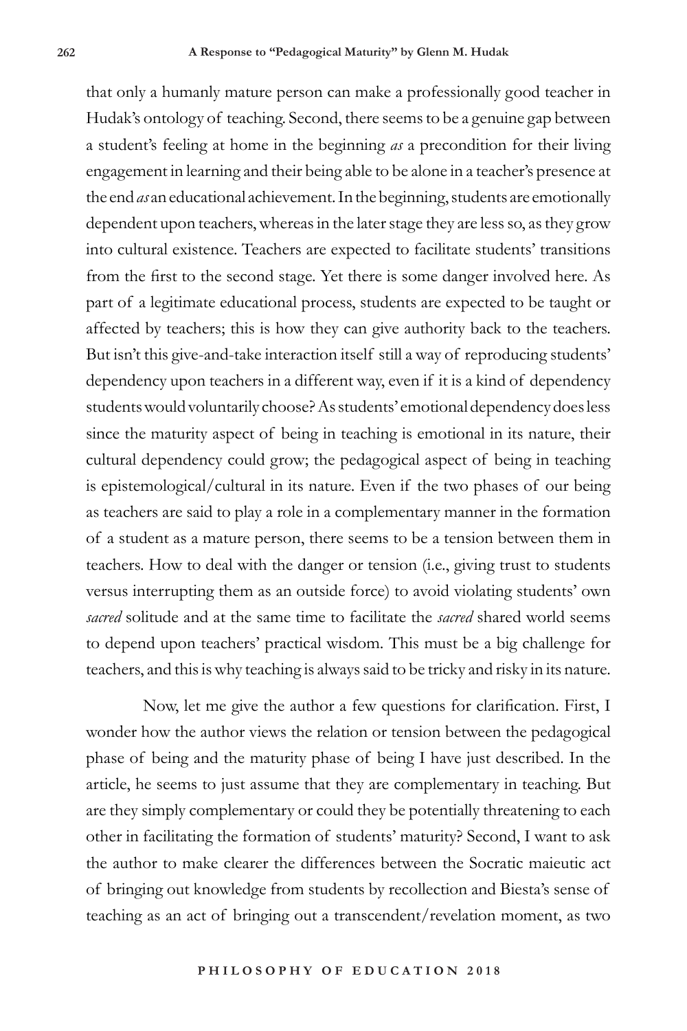that only a humanly mature person can make a professionally good teacher in Hudak's ontology of teaching. Second, there seems to be a genuine gap between a student's feeling at home in the beginning *as* a precondition for their living engagement in learning and their being able to be alone in a teacher's presence at the end *as* an educational achievement. In the beginning, students are emotionally dependent upon teachers, whereas in the later stage they are less so, as they grow into cultural existence. Teachers are expected to facilitate students' transitions from the first to the second stage. Yet there is some danger involved here. As part of a legitimate educational process, students are expected to be taught or affected by teachers; this is how they can give authority back to the teachers. But isn't this give-and-take interaction itself still a way of reproducing students' dependency upon teachers in a different way, even if it is a kind of dependency students would voluntarily choose? As students' emotional dependency does less since the maturity aspect of being in teaching is emotional in its nature, their cultural dependency could grow; the pedagogical aspect of being in teaching is epistemological/cultural in its nature. Even if the two phases of our being as teachers are said to play a role in a complementary manner in the formation of a student as a mature person, there seems to be a tension between them in teachers. How to deal with the danger or tension (i.e., giving trust to students versus interrupting them as an outside force) to avoid violating students' own *sacred* solitude and at the same time to facilitate the *sacred* shared world seems to depend upon teachers' practical wisdom. This must be a big challenge for teachers, and this is why teaching is always said to be tricky and risky in its nature.

Now, let me give the author a few questions for clarification. First, I wonder how the author views the relation or tension between the pedagogical phase of being and the maturity phase of being I have just described. In the article, he seems to just assume that they are complementary in teaching. But are they simply complementary or could they be potentially threatening to each other in facilitating the formation of students' maturity? Second, I want to ask the author to make clearer the differences between the Socratic maieutic act of bringing out knowledge from students by recollection and Biesta's sense of teaching as an act of bringing out a transcendent/revelation moment, as two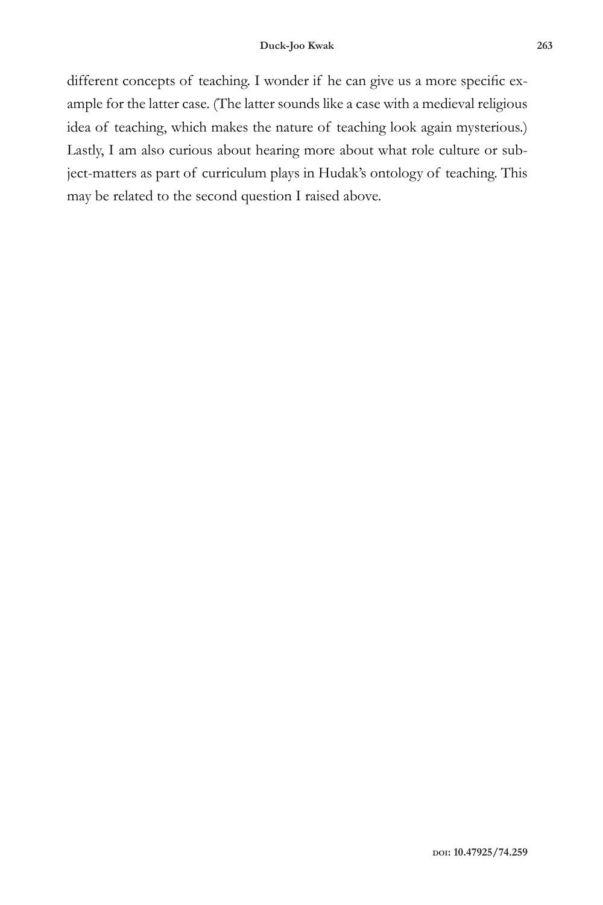different concepts of teaching. I wonder if he can give us a more specific example for the latter case. (The latter sounds like a case with a medieval religious idea of teaching, which makes the nature of teaching look again mysterious.) Lastly, I am also curious about hearing more about what role culture or subject-matters as part of curriculum plays in Hudak's ontology of teaching. This may be related to the second question I raised above.